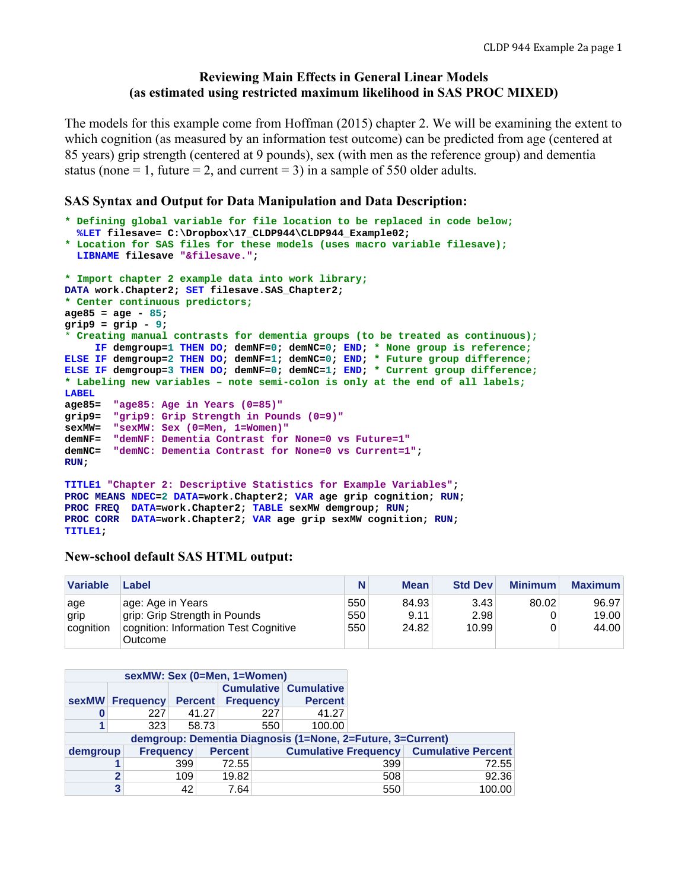# Reviewing Main Effects in General Linear Models
## (as estimated using restricted maximum likelihood in SAS PROC MIXED)

The models for this example come from Hoffman (2015) chapter 2. We will be examining the extent to which cognition (as measured by an information test outcome) can be predicted from age (centered at 85 years) grip strength (centered at 9 pounds), sex (with men as the reference group) and dementia status (none = 1, future = 2, and current = 3) in a sample of 550 older adults.

### SAS Syntax and Output for Data Manipulation and Data Description:

```
* Defining global variable for file location to be replaced in code below;
  %LET filesave= C:\Dropbox\17_CLDP944\CLDP944_Example02;
* Location for SAS files for these models (uses macro variable filesave);
  LIBNAME filesave "&filesave.";

* Import chapter 2 example data into work library;
DATA work.Chapter2; SET filesave.SAS_Chapter2;
* Center continuous predictors;
age85 = age - 85;
grip9 = grip - 9;
* Creating manual contrasts for dementia groups (to be treated as continuous);
     IF demgroup=1 THEN DO; demNF=0; demNC=0; END; * None group is reference;
ELSE IF demgroup=2 THEN DO; demNF=1; demNC=0; END; * Future group difference;
ELSE IF demgroup=3 THEN DO; demNF=0; demNC=1; END; * Current group difference;
* Labeling new variables – note semi-colon is only at the end of all labels;
LABEL
age85=  "age85: Age in Years (0=85)"
grip9=  "grip9: Grip Strength in Pounds (0=9)"
sexMW=  "sexMW: Sex (0=Men, 1=Women)"
demNF=  "demNF: Dementia Contrast for None=0 vs Future=1"
demNC=  "demNC: Dementia Contrast for None=0 vs Current=1";
RUN;

TITLE1 "Chapter 2: Descriptive Statistics for Example Variables";
PROC MEANS NDEC=2 DATA=work.Chapter2; VAR age grip cognition; RUN;
PROC FREQ  DATA=work.Chapter2; TABLE sexMW demgroup; RUN;
PROC CORR  DATA=work.Chapter2; VAR age grip sexMW cognition; RUN;
TITLE1;
```

### New-school default SAS HTML output:

| Variable | Label | N | Mean | Std Dev | Minimum | Maximum |
|---|---|---|---|---|---|---|
| age | age: Age in Years | 550 | 84.93 | 3.43 | 80.02 | 96.97 |
| grip | grip: Grip Strength in Pounds | 550 | 9.11 | 2.98 | 0 | 19.00 |
| cognition | cognition: Information Test Cognitive Outcome | 550 | 24.82 | 10.99 | 0 | 44.00 |

| sexMW: Sex (0=Men, 1=Women) | | | | |
|---|---|---|---|---|
| sexMW | Frequency | Percent | Cumulative Frequency | Cumulative Percent |
| 0 | 227 | 41.27 | 227 | 41.27 |
| 1 | 323 | 58.73 | 550 | 100.00 |

| demgroup: Dementia Diagnosis (1=None, 2=Future, 3=Current) | | | | |
|---|---|---|---|---|
| demgroup | Frequency | Percent | Cumulative Frequency | Cumulative Percent |
| 1 | 399 | 72.55 | 399 | 72.55 |
| 2 | 109 | 19.82 | 508 | 92.36 |
| 3 | 42 | 7.64 | 550 | 100.00 |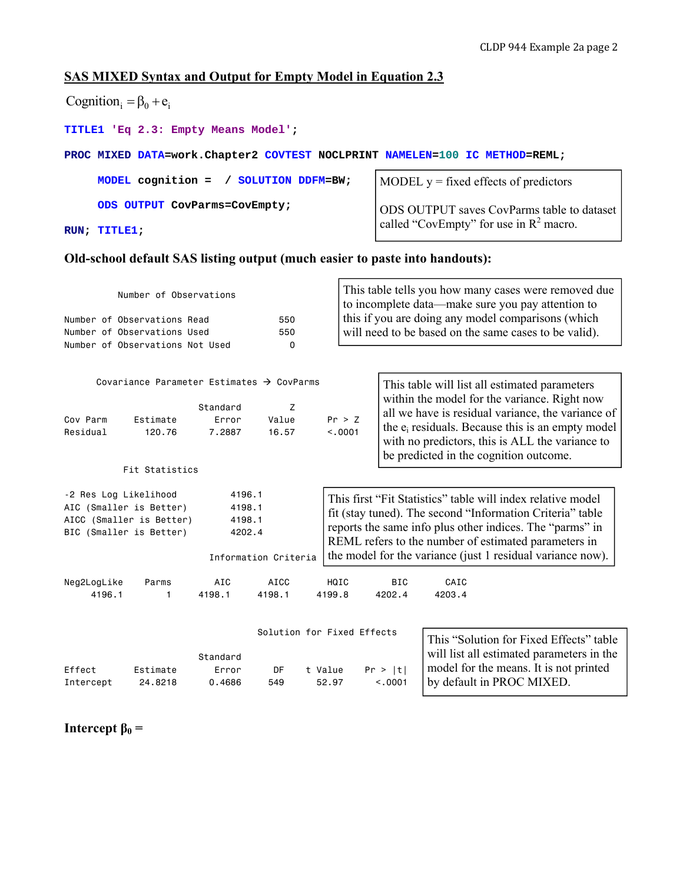## SAS MIXED Syntax and Output for Empty Model in Equation 2.3

$$\text{Cognition}_i = \beta_0 + e_i$$

```
TITLE1 'Eq 2.3: Empty Means Model';
PROC MIXED DATA=work.Chapter2 COVTEST NOCLPRINT NAMELEN=100 IC METHOD=REML;
     MODEL cognition =  / SOLUTION DDFM=BW;
     ODS OUTPUT CovParms=CovEmpty;
RUN; TITLE1;
```

MODEL y = fixed effects of predictors

ODS OUTPUT saves CovParms table to dataset called "CovEmpty" for use in $R^2$ macro.

### Old-school default SAS listing output (much easier to paste into handouts):

```
          Number of Observations

Number of Observations Read             550
Number of Observations Used             550
Number of Observations Not Used           0
```

This table tells you how many cases were removed due to incomplete data—make sure you pay attention to this if you are doing any model comparisons (which will need to be based on the same cases to be valid).

```
      Covariance Parameter Estimates → CovParms

                          Standard         Z
Cov Parm      Estimate       Error     Value      Pr > Z
Residual        120.76      7.2887     16.57      <.0001
```

This table will list all estimated parameters within the model for the variance. Right now all we have is residual variance, the variance of the $e_i$ residuals. Because this is an empty model with no predictors, this is ALL the variance to be predicted in the cognition outcome.

```
           Fit Statistics

-2 Res Log Likelihood          4196.1
AIC (Smaller is Better)        4198.1
AICC (Smaller is Better)       4198.1
BIC (Smaller is Better)        4202.4

                            Information Criteria

Neg2LogLike     Parms       AIC       AICC       HQIC        BIC       CAIC
     4196.1         1    4198.1     4198.1     4199.8     4202.4     4203.4
```

This first "Fit Statistics" table will index relative model fit (stay tuned). The second "Information Criteria" table reports the same info plus other indices. The "parms" in REML refers to the number of estimated parameters in the model for the variance (just 1 residual variance now).

```
                                   Solution for Fixed Effects

                          Standard
Effect        Estimate       Error       DF    t Value    Pr > |t|
Intercept      24.8218      0.4686      549      52.97      <.0001
```

This "Solution for Fixed Effects" table will list all estimated parameters in the model for the means. It is not printed by default in PROC MIXED.

**Intercept $\beta_0$ =**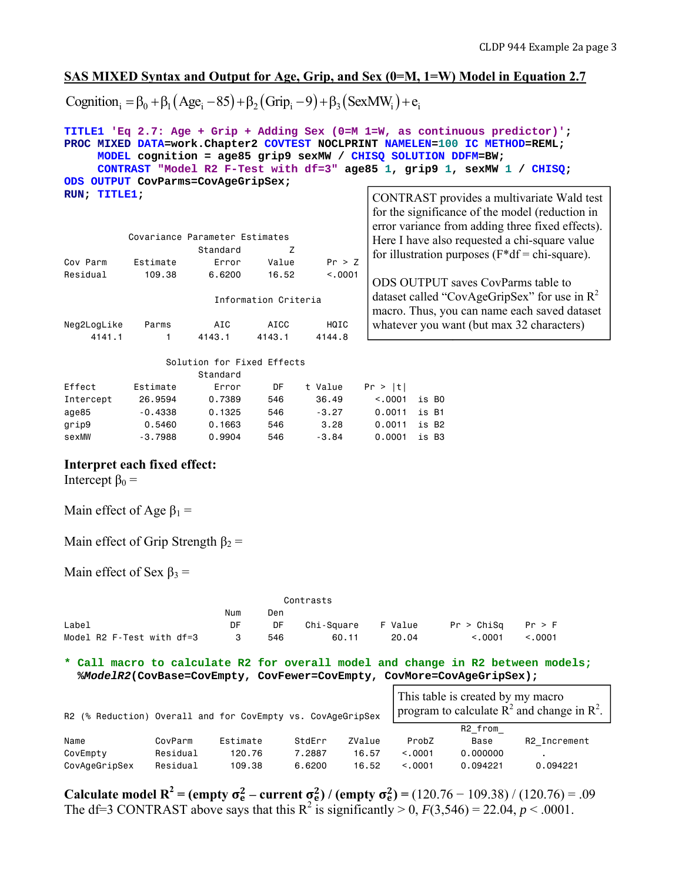## SAS MIXED Syntax and Output for Age, Grip, and Sex (0=M, 1=W) Model in Equation 2.7

$$\text{Cognition}_i = \beta_0 + \beta_1(\text{Age}_i - 85) + \beta_2(\text{Grip}_i - 9) + \beta_3(\text{SexMW}_i) + e_i$$

```
TITLE1 'Eq 2.7: Age + Grip + Adding Sex (0=M 1=W, as continuous predictor)';
PROC MIXED DATA=work.Chapter2 COVTEST NOCLPRINT NAMELEN=100 IC METHOD=REML;
     MODEL cognition = age85 grip9 sexMW / CHISQ SOLUTION DDFM=BW;
     CONTRAST "Model R2 F-Test with df=3" age85 1, grip9 1, sexMW 1 / CHISQ;
ODS OUTPUT CovParms=CovAgeGripSex;
RUN; TITLE1;
```

CONTRAST provides a multivariate Wald test for the significance of the model (reduction in error variance from adding three fixed effects). Here I have also requested a chi-square value for illustration purposes (F*df = chi-square).

ODS OUTPUT saves CovParms table to dataset called "CovAgeGripSex" for use in $R^2$ macro. Thus, you can name each saved dataset whatever you want (but max 32 characters)

Covariance Parameter Estimates

| Cov Parm | Estimate | Standard Error | Z Value | Pr > Z |
|---|---|---|---|---|
| Residual | 109.38 | 6.6200 | 16.52 | <.0001 |

Information Criteria

| Neg2LogLike | Parms | AIC | AICC | HQIC |
|---|---|---|---|---|
| 4141.1 | 1 | 4143.1 | 4143.1 | 4144.8 |

Solution for Fixed Effects

| Effect | Estimate | Standard Error | DF | t Value | Pr > \|t\| | |
|---|---|---|---|---|---|---|
| Intercept | 26.9594 | 0.7389 | 546 | 36.49 | <.0001 | is B0 |
| age85 | -0.4338 | 0.1325 | 546 | -3.27 | 0.0011 | is B1 |
| grip9 | 0.5460 | 0.1663 | 546 | 3.28 | 0.0011 | is B2 |
| sexMW | -3.7988 | 0.9904 | 546 | -3.84 | 0.0001 | is B3 |

**Interpret each fixed effect:**

Intercept $\beta_0$ =

Main effect of Age $\beta_1$ =

Main effect of Grip Strength $\beta_2$ =

Main effect of Sex $\beta_3$ =

Contrasts

| Label | Num DF | Den DF | Chi-Square | F Value | Pr > ChiSq | Pr > F |
|---|---|---|---|---|---|---|
| Model R2 F-Test with df=3 | 3 | 546 | 60.11 | 20.04 | <.0001 | <.0001 |

```
* Call macro to calculate R2 for overall model and change in R2 between models;
  %ModelR2(CovBase=CovEmpty, CovFewer=CovEmpty, CovMore=CovAgeGripSex);
```

This table is created by my macro program to calculate $R^2$ and change in $R^2$.

R2 (% Reduction) Overall and for CovEmpty vs. CovAgeGripSex

| Name | CovParm | Estimate | StdErr | ZValue | ProbZ | R2_from_Base | R2_Increment |
|---|---|---|---|---|---|---|---|
| CovEmpty | Residual | 120.76 | 7.2887 | 16.57 | <.0001 | 0.000000 | . |
| CovAgeGripSex | Residual | 109.38 | 6.6200 | 16.52 | <.0001 | 0.094221 | 0.094221 |

**Calculate model $R^2$ = (empty $\sigma_e^2$ – current $\sigma_e^2$) / (empty $\sigma_e^2$) =** (120.76 − 109.38) / (120.76) = .09
The df=3 CONTRAST above says that this $R^2$ is significantly > 0, $F(3,546) = 22.04$, $p < .0001$.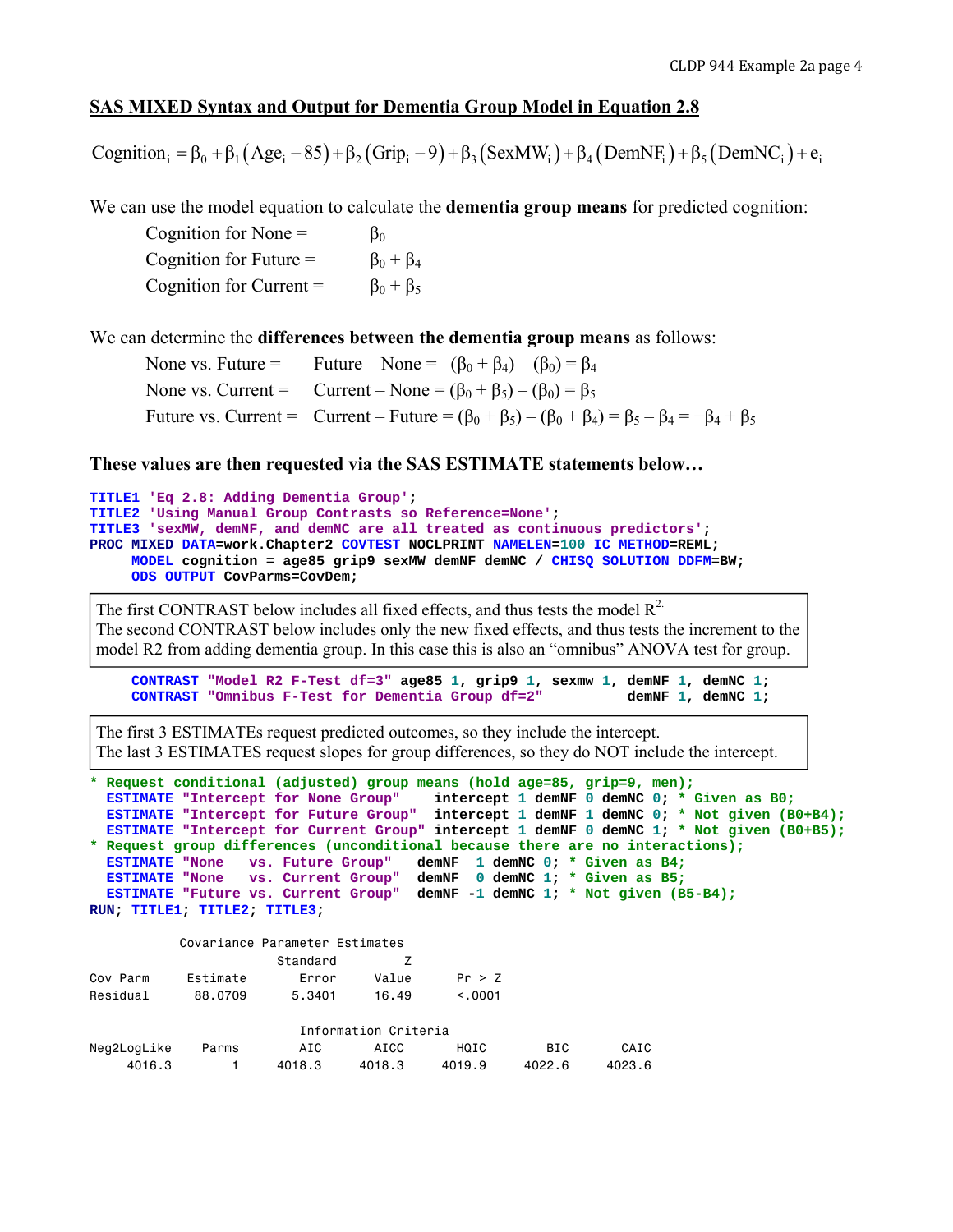## SAS MIXED Syntax and Output for Dementia Group Model in Equation 2.8

$$\text{Cognition}_i = \beta_0 + \beta_1(\text{Age}_i - 85) + \beta_2(\text{Grip}_i - 9) + \beta_3(\text{SexMW}_i) + \beta_4(\text{DemNF}_i) + \beta_5(\text{DemNC}_i) + e_i$$

We can use the model equation to calculate the **dementia group means** for predicted cognition:

- Cognition for None = $\beta_0$
- Cognition for Future = $\beta_0 + \beta_4$
- Cognition for Current = $\beta_0 + \beta_5$

We can determine the **differences between the dementia group means** as follows:

- None vs. Future = Future – None = $(\beta_0 + \beta_4) - (\beta_0) = \beta_4$
- None vs. Current = Current – None = $(\beta_0 + \beta_5) - (\beta_0) = \beta_5$
- Future vs. Current = Current – Future = $(\beta_0 + \beta_5) - (\beta_0 + \beta_4) = \beta_5 - \beta_4 = -\beta_4 + \beta_5$

**These values are then requested via the SAS ESTIMATE statements below…**

```
TITLE1 'Eq 2.8: Adding Dementia Group';
TITLE2 'Using Manual Group Contrasts so Reference=None';
TITLE3 'sexMW, demNF, and demNC are all treated as continuous predictors';
PROC MIXED DATA=work.Chapter2 COVTEST NOCLPRINT NAMELEN=100 IC METHOD=REML;
     MODEL cognition = age85 grip9 sexMW demNF demNC / CHISQ SOLUTION DDFM=BW;
     ODS OUTPUT CovParms=CovDem;
```

> The first CONTRAST below includes all fixed effects, and thus tests the model $R^2$.
> The second CONTRAST below includes only the new fixed effects, and thus tests the increment to the model R2 from adding dementia group. In this case this is also an "omnibus" ANOVA test for group.

```
     CONTRAST "Model R2 F-Test df=3" age85 1, grip9 1, sexmw 1, demNF 1, demNC 1;
     CONTRAST "Omnibus F-Test for Dementia Group df=2"          demNF 1, demNC 1;
```

> The first 3 ESTIMATEs request predicted outcomes, so they include the intercept.
> The last 3 ESTIMATES request slopes for group differences, so they do NOT include the intercept.

```
* Request conditional (adjusted) group means (hold age=85, grip=9, men);
  ESTIMATE "Intercept for None Group"    intercept 1 demNF 0 demNC 0; * Given as B0;
  ESTIMATE "Intercept for Future Group"  intercept 1 demNF 1 demNC 0; * Not given (B0+B4);
  ESTIMATE "Intercept for Current Group" intercept 1 demNF 0 demNC 1; * Not given (B0+B5);
* Request group differences (unconditional because there are no interactions);
  ESTIMATE "None   vs. Future Group"   demNF  1 demNC 0; * Given as B4;
  ESTIMATE "None   vs. Current Group"  demNF  0 demNC 1; * Given as B5;
  ESTIMATE "Future vs. Current Group"  demNF -1 demNC 1; * Not given (B5-B4);
RUN; TITLE1; TITLE2; TITLE3;
```

```
            Covariance Parameter Estimates
                          Standard         Z
Cov Parm      Estimate       Error     Value      Pr > Z
Residual       88.0709      5.3401     16.49      <.0001

                            Information Criteria
Neg2LogLike     Parms       AIC       AICC       HQIC        BIC       CAIC
     4016.3         1    4018.3     4018.3     4019.9     4022.6     4023.6
```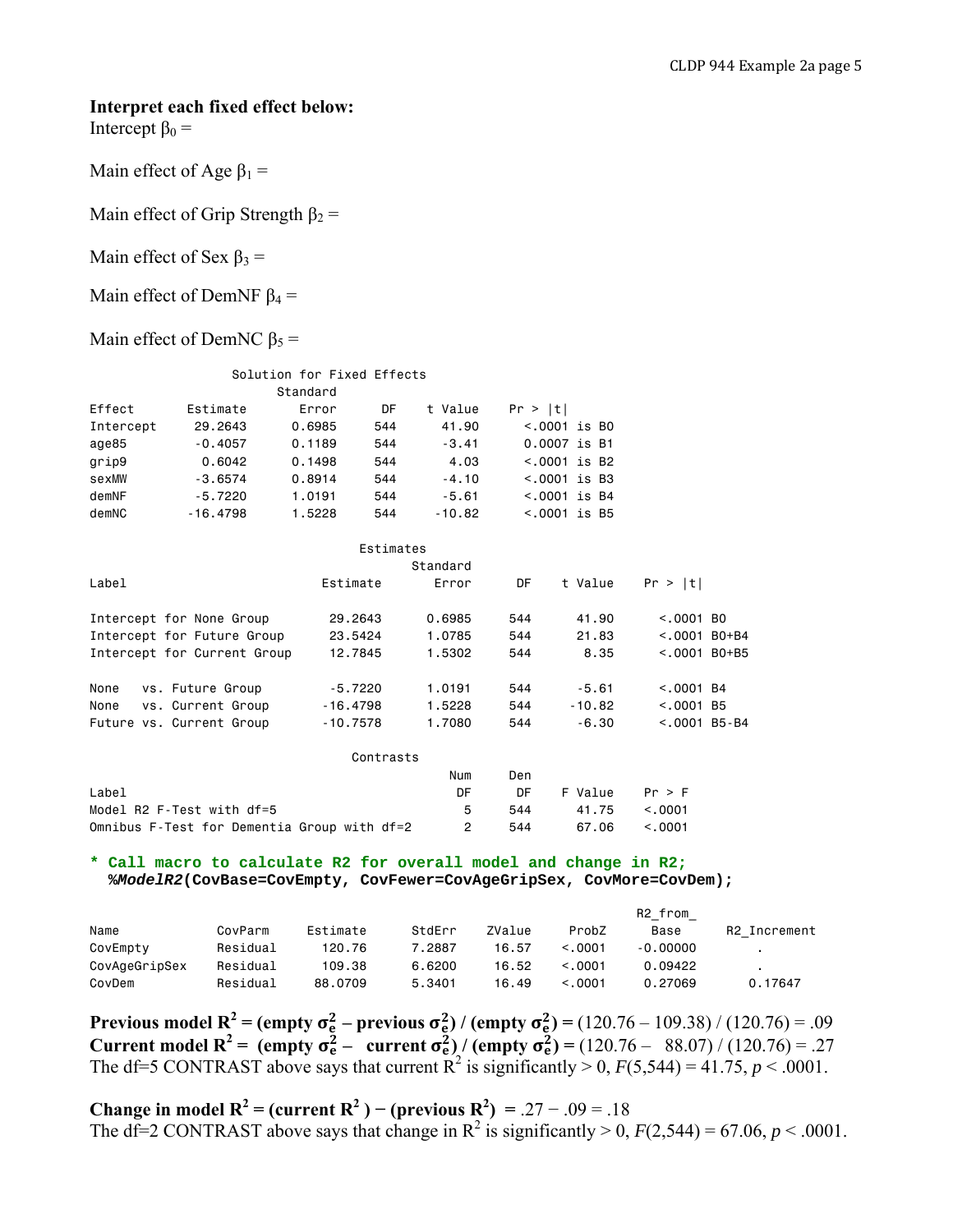**Interpret each fixed effect below:**

Intercept $\beta_0$ =

Main effect of Age $\beta_1$ =

Main effect of Grip Strength $\beta_2$ =

Main effect of Sex $\beta_3$ =

Main effect of DemNF $\beta_4$ =

Main effect of DemNC $\beta_5$ =

```
                    Solution for Fixed Effects
                              Standard
Effect        Estimate        Error       DF    t Value    Pr > |t|
Intercept      29.2643       0.6985      544      41.90      <.0001 is B0
age85          -0.4057       0.1189      544      -3.41      0.0007 is B1
grip9           0.6042       0.1498      544       4.03      <.0001 is B2
sexMW          -3.6574       0.8914      544      -4.10      <.0001 is B3
demNF          -5.7220       1.0191      544      -5.61      <.0001 is B4
demNC         -16.4798       1.5228      544     -10.82      <.0001 is B5

                                    Estimates
                                              Standard
Label                          Estimate       Error       DF    t Value    Pr > |t|

Intercept for None Group        29.2643      0.6985      544      41.90     <.0001 B0
Intercept for Future Group      23.5424      1.0785      544      21.83     <.0001 B0+B4
Intercept for Current Group     12.7845      1.5302      544       8.35     <.0001 B0+B5

None   vs. Future Group         -5.7220      1.0191      544      -5.61     <.0001 B4
None   vs. Current Group       -16.4798      1.5228      544     -10.82     <.0001 B5
Future vs. Current Group       -10.7578      1.7080      544      -6.30     <.0001 B5-B4

                                    Contrasts
                                                 Num     Den
Label                                             DF      DF    F Value    Pr > F
Model R2 F-Test with df=5                          5     544      41.75    <.0001
Omnibus F-Test for Dementia Group with df=2        2     544      67.06    <.0001
```

```
* Call macro to calculate R2 for overall model and change in R2;
  %ModelR2(CovBase=CovEmpty, CovFewer=CovAgeGripSex, CovMore=CovDem);
```

```
                                                                      R2_from_
Name            CovParm      Estimate     StdErr     ZValue    ProbZ       Base      R2_Increment
CovEmpty        Residual       120.76     7.2887      16.57    <.0001   -0.00000          .
CovAgeGripSex   Residual       109.38     6.6200      16.52    <.0001    0.09422          .
CovDem          Residual      88.0709     5.3401      16.49    <.0001    0.27069       0.17647
```

**Previous model $R^2$ = (empty $\sigma_e^2$ – previous $\sigma_e^2$) / (empty $\sigma_e^2$) =** (120.76 – 109.38) / (120.76) = .09
**Current model $R^2$ = (empty $\sigma_e^2$ – current $\sigma_e^2$) / (empty $\sigma_e^2$) =** (120.76 – 88.07) / (120.76) = .27
The df=5 CONTRAST above says that current $R^2$ is significantly > 0, $F(5,544) = 41.75$, $p < .0001$.

**Change in model $R^2$ = (current $R^2$) − (previous $R^2$) =** .27 − .09 = .18
The df=2 CONTRAST above says that change in $R^2$ is significantly > 0, $F(2,544) = 67.06$, $p < .0001$.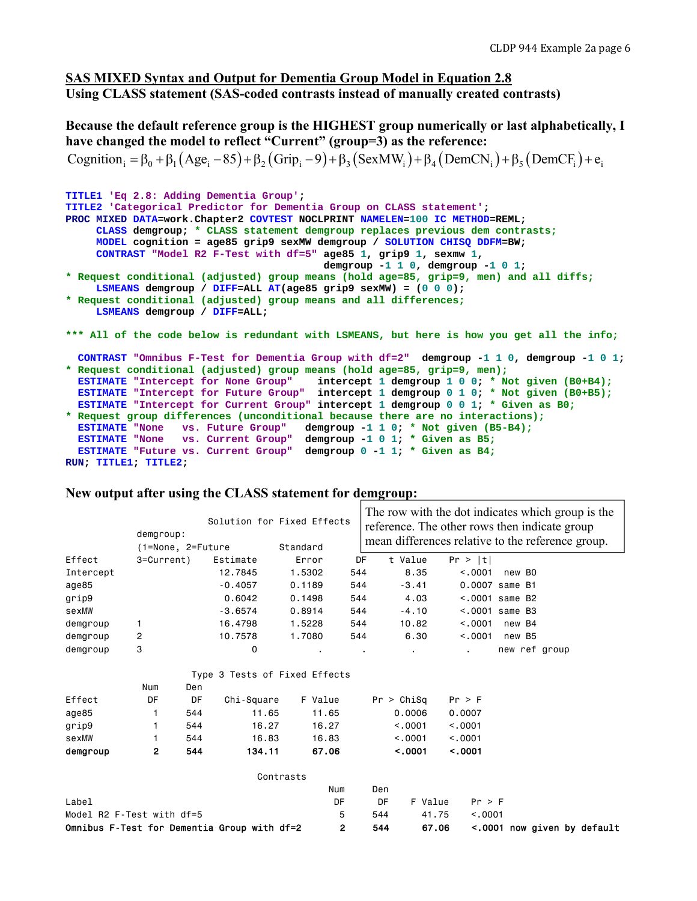## SAS MIXED Syntax and Output for Dementia Group Model in Equation 2.8

**Using CLASS statement (SAS-coded contrasts instead of manually created contrasts)**

**Because the default reference group is the HIGHEST group numerically or last alphabetically, I have changed the model to reflect "Current" (group=3) as the reference:**

$$\text{Cognition}_i = \beta_0 + \beta_1\left(\text{Age}_i - 85\right) + \beta_2\left(\text{Grip}_i - 9\right) + \beta_3\left(\text{SexMW}_i\right) + \beta_4\left(\text{DemCN}_i\right) + \beta_5\left(\text{DemCF}_i\right) + e_i$$

```
TITLE1 'Eq 2.8: Adding Dementia Group';
TITLE2 'Categorical Predictor for Dementia Group on CLASS statement';
PROC MIXED DATA=work.Chapter2 COVTEST NOCLPRINT NAMELEN=100 IC METHOD=REML;
     CLASS demgroup; * CLASS statement demgroup replaces previous dem contrasts;
     MODEL cognition = age85 grip9 sexMW demgroup / SOLUTION CHISQ DDFM=BW;
     CONTRAST "Model R2 F-Test with df=5" age85 1, grip9 1, sexmw 1,
                                           demgroup -1 1 0, demgroup -1 0 1;
* Request conditional (adjusted) group means (hold age=85, grip=9, men) and all diffs;
     LSMEANS demgroup / DIFF=ALL AT(age85 grip9 sexMW) = (0 0 0);
* Request conditional (adjusted) group means and all differences;
     LSMEANS demgroup / DIFF=ALL;

*** All of the code below is redundant with LSMEANS, but here is how you get all the info;

  CONTRAST "Omnibus F-Test for Dementia Group with df=2"  demgroup -1 1 0, demgroup -1 0 1;
* Request conditional (adjusted) group means (hold age=85, grip=9, men);
  ESTIMATE "Intercept for None Group"    intercept 1 demgroup 1 0 0; * Not given (B0+B4);
  ESTIMATE "Intercept for Future Group"  intercept 1 demgroup 0 1 0; * Not given (B0+B5);
  ESTIMATE "Intercept for Current Group" intercept 1 demgroup 0 0 1; * Given as B0;
* Request group differences (unconditional because there are no interactions);
  ESTIMATE "None   vs. Future Group"   demgroup -1 1 0; * Not given (B5-B4);
  ESTIMATE "None   vs. Current Group"  demgroup -1 0 1; * Given as B5;
  ESTIMATE "Future vs. Current Group"  demgroup 0 -1 1; * Given as B4;
RUN; TITLE1; TITLE2;
```

**New output after using the CLASS statement for demgroup:**

The row with the dot indicates which group is the reference. The other rows then indicate group mean differences relative to the reference group.

Solution for Fixed Effects

| Effect | demgroup: (1=None, 2=Future 3=Current) | Estimate | Standard Error | DF | t Value | Pr > \|t\| | |
|---|---|---|---|---|---|---|---|
| Intercept | | 12.7845 | 1.5302 | 544 | 8.35 | <.0001 | new B0 |
| age85 | | -0.4057 | 0.1189 | 544 | -3.41 | 0.0007 | same B1 |
| grip9 | | 0.6042 | 0.1498 | 544 | 4.03 | <.0001 | same B2 |
| sexMW | | -3.6574 | 0.8914 | 544 | -4.10 | <.0001 | same B3 |
| demgroup | 1 | 16.4798 | 1.5228 | 544 | 10.82 | <.0001 | new B4 |
| demgroup | 2 | 10.7578 | 1.7080 | 544 | 6.30 | <.0001 | new B5 |
| demgroup | 3 | 0 | . | . | . | . | new ref group |

Type 3 Tests of Fixed Effects

| Effect | Num DF | Den DF | Chi-Square | F Value | Pr > ChiSq | Pr > F |
|---|---|---|---|---|---|---|
| age85 | 1 | 544 | 11.65 | 11.65 | 0.0006 | 0.0007 |
| grip9 | 1 | 544 | 16.27 | 16.27 | <.0001 | <.0001 |
| sexMW | 1 | 544 | 16.83 | 16.83 | <.0001 | <.0001 |
| **demgroup** | **2** | **544** | **134.11** | **67.06** | **<.0001** | **<.0001** |

Contrasts

| Label | Num DF | Den DF | F Value | Pr > F | |
|---|---|---|---|---|---|
| Model R2 F-Test with df=5 | 5 | 544 | 41.75 | <.0001 | |
| **Omnibus F-Test for Dementia Group with df=2** | **2** | **544** | **67.06** | **<.0001** | **now given by default** |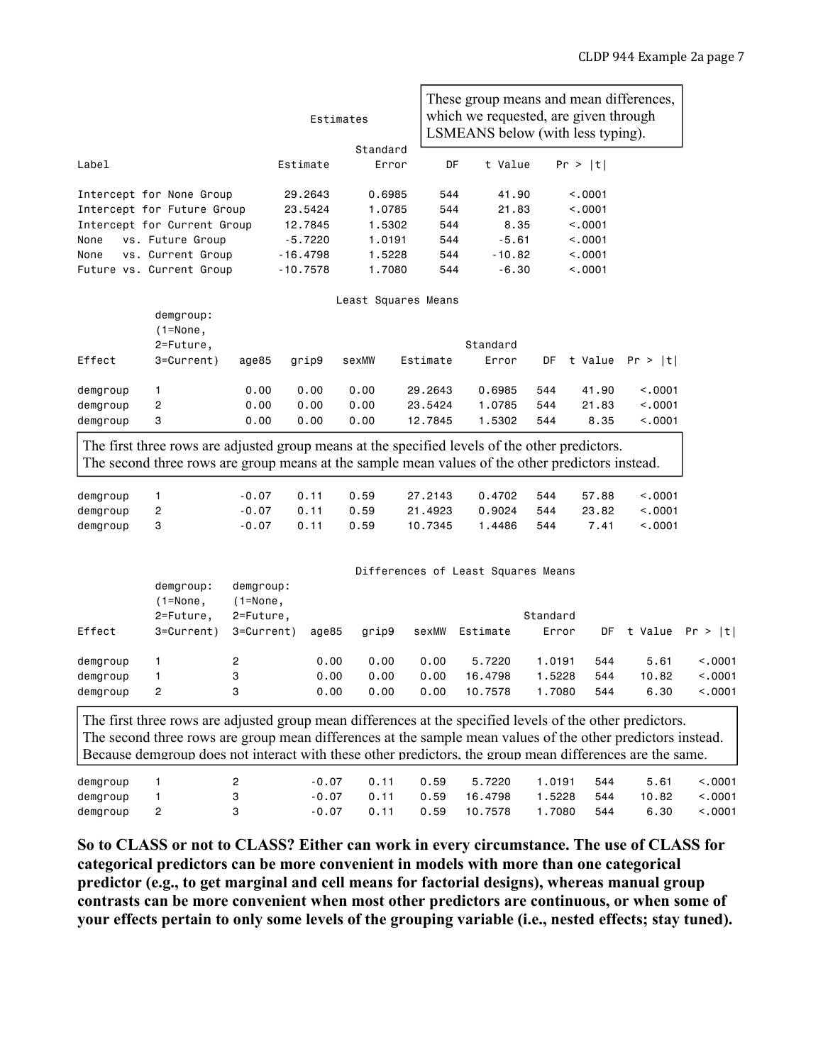> These group means and mean differences, which we requested, are given through LSMEANS below (with less typing).

Estimates

| Label | Estimate | Standard Error | DF | t Value | Pr > \|t\| |
|---|---|---|---|---|---|
| Intercept for None Group | 29.2643 | 0.6985 | 544 | 41.90 | <.0001 |
| Intercept for Future Group | 23.5424 | 1.0785 | 544 | 21.83 | <.0001 |
| Intercept for Current Group | 12.7845 | 1.5302 | 544 | 8.35 | <.0001 |
| None vs. Future Group | -5.7220 | 1.0191 | 544 | -5.61 | <.0001 |
| None vs. Current Group | -16.4798 | 1.5228 | 544 | -10.82 | <.0001 |
| Future vs. Current Group | -10.7578 | 1.7080 | 544 | -6.30 | <.0001 |

Least Squares Means

| Effect | demgroup: (1=None, 2=Future, 3=Current) | age85 | grip9 | sexMW | Estimate | Standard Error | DF | t Value | Pr > \|t\| |
|---|---|---|---|---|---|---|---|---|---|
| demgroup | 1 | 0.00 | 0.00 | 0.00 | 29.2643 | 0.6985 | 544 | 41.90 | <.0001 |
| demgroup | 2 | 0.00 | 0.00 | 0.00 | 23.5424 | 1.0785 | 544 | 21.83 | <.0001 |
| demgroup | 3 | 0.00 | 0.00 | 0.00 | 12.7845 | 1.5302 | 544 | 8.35 | <.0001 |
| demgroup | 1 | -0.07 | 0.11 | 0.59 | 27.2143 | 0.4702 | 544 | 57.88 | <.0001 |
| demgroup | 2 | -0.07 | 0.11 | 0.59 | 21.4923 | 0.9024 | 544 | 23.82 | <.0001 |
| demgroup | 3 | -0.07 | 0.11 | 0.59 | 10.7345 | 1.4486 | 544 | 7.41 | <.0001 |

> The first three rows are adjusted group means at the specified levels of the other predictors.
> The second three rows are group means at the sample mean values of the other predictors instead.

Differences of Least Squares Means

| Effect | demgroup: (1=None, 2=Future, 3=Current) | demgroup: (1=None, 2=Future, 3=Current) | age85 | grip9 | sexMW | Estimate | Standard Error | DF | t Value | Pr > \|t\| |
|---|---|---|---|---|---|---|---|---|---|---|
| demgroup | 1 | 2 | 0.00 | 0.00 | 0.00 | 5.7220 | 1.0191 | 544 | 5.61 | <.0001 |
| demgroup | 1 | 3 | 0.00 | 0.00 | 0.00 | 16.4798 | 1.5228 | 544 | 10.82 | <.0001 |
| demgroup | 2 | 3 | 0.00 | 0.00 | 0.00 | 10.7578 | 1.7080 | 544 | 6.30 | <.0001 |
| demgroup | 1 | 2 | -0.07 | 0.11 | 0.59 | 5.7220 | 1.0191 | 544 | 5.61 | <.0001 |
| demgroup | 1 | 3 | -0.07 | 0.11 | 0.59 | 16.4798 | 1.5228 | 544 | 10.82 | <.0001 |
| demgroup | 2 | 3 | -0.07 | 0.11 | 0.59 | 10.7578 | 1.7080 | 544 | 6.30 | <.0001 |

> The first three rows are adjusted group mean differences at the specified levels of the other predictors.
> The second three rows are group mean differences at the sample mean values of the other predictors instead.
> Because demgroup does not interact with these other predictors, the group mean differences are the same.

**So to CLASS or not to CLASS? Either can work in every circumstance. The use of CLASS for categorical predictors can be more convenient in models with more than one categorical predictor (e.g., to get marginal and cell means for factorial designs), whereas manual group contrasts can be more convenient when most other predictors are continuous, or when some of your effects pertain to only some levels of the grouping variable (i.e., nested effects; stay tuned).**